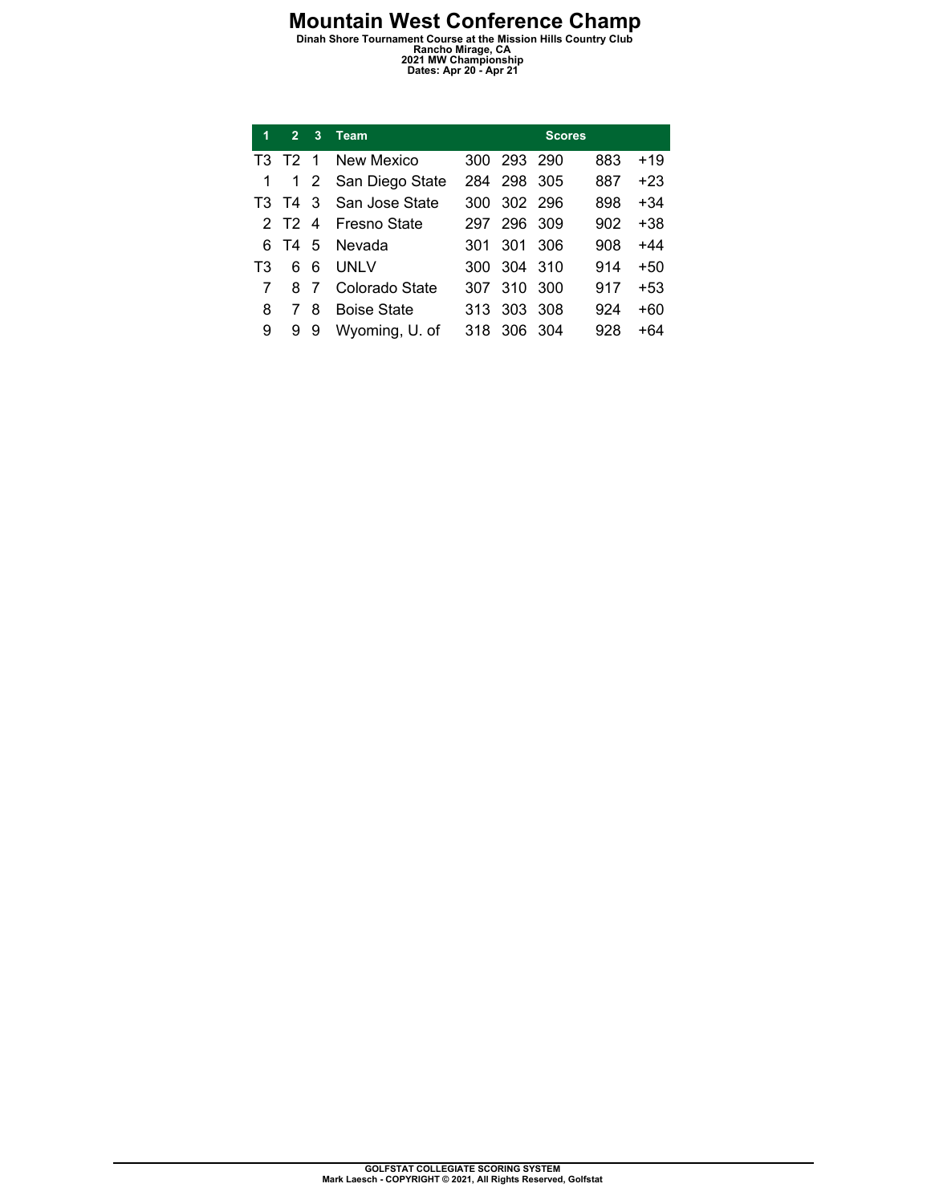# Mountain West Conference Champ

**Dinah Shore Tournament Course at the Mission Hills Country Club**
**Rancho Mirage, CA**
**2021 MW Championship**
**Dates: Apr 20 - Apr 21**

| 1 | 2 | 3 | Team | Scores | | | | |
|---|---|---|---|---|---|---|---|---|
| T3 | T2 | 1 | New Mexico | 300 | 293 | 290 | 883 | +19 |
| 1 | 1 | 2 | San Diego State | 284 | 298 | 305 | 887 | +23 |
| T3 | T4 | 3 | San Jose State | 300 | 302 | 296 | 898 | +34 |
| 2 | T2 | 4 | Fresno State | 297 | 296 | 309 | 902 | +38 |
| 6 | T4 | 5 | Nevada | 301 | 301 | 306 | 908 | +44 |
| T3 | 6 | 6 | UNLV | 300 | 304 | 310 | 914 | +50 |
| 7 | 8 | 7 | Colorado State | 307 | 310 | 300 | 917 | +53 |
| 8 | 7 | 8 | Boise State | 313 | 303 | 308 | 924 | +60 |
| 9 | 9 | 9 | Wyoming, U. of | 318 | 306 | 304 | 928 | +64 |

**GOLFSTAT COLLEGIATE SCORING SYSTEM**
**Mark Laesch - COPYRIGHT © 2021, All Rights Reserved, Golfstat**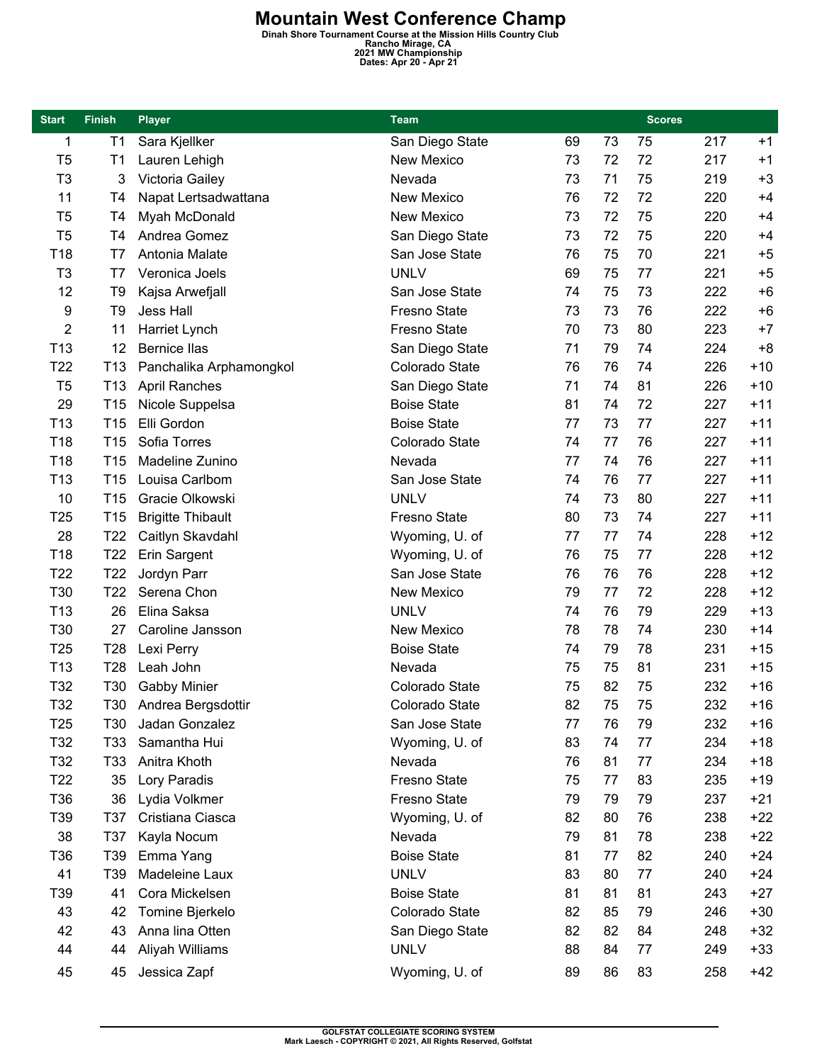# Mountain West Conference Champ

**Dinah Shore Tournament Course at the Mission Hills Country Club**
**Rancho Mirage, CA**
**2021 MW Championship**
**Dates: Apr 20 - Apr 21**

| Start | Finish | Player | Team | Scores | | | | |
|---|---|---|---|---|---|---|---|---|
| 1 | T1 | Sara Kjellker | San Diego State | 69 | 73 | 75 | 217 | +1 |
| T5 | T1 | Lauren Lehigh | New Mexico | 73 | 72 | 72 | 217 | +1 |
| T3 | 3 | Victoria Gailey | Nevada | 73 | 71 | 75 | 219 | +3 |
| 11 | T4 | Napat Lertsadwattana | New Mexico | 76 | 72 | 72 | 220 | +4 |
| T5 | T4 | Myah McDonald | New Mexico | 73 | 72 | 75 | 220 | +4 |
| T5 | T4 | Andrea Gomez | San Diego State | 73 | 72 | 75 | 220 | +4 |
| T18 | T7 | Antonia Malate | San Jose State | 76 | 75 | 70 | 221 | +5 |
| T3 | T7 | Veronica Joels | UNLV | 69 | 75 | 77 | 221 | +5 |
| 12 | T9 | Kajsa Arwefjall | San Jose State | 74 | 75 | 73 | 222 | +6 |
| 9 | T9 | Jess Hall | Fresno State | 73 | 73 | 76 | 222 | +6 |
| 2 | 11 | Harriet Lynch | Fresno State | 70 | 73 | 80 | 223 | +7 |
| T13 | 12 | Bernice Ilas | San Diego State | 71 | 79 | 74 | 224 | +8 |
| T22 | T13 | Panchalika Arphamongkol | Colorado State | 76 | 76 | 74 | 226 | +10 |
| T5 | T13 | April Ranches | San Diego State | 71 | 74 | 81 | 226 | +10 |
| 29 | T15 | Nicole Suppelsa | Boise State | 81 | 74 | 72 | 227 | +11 |
| T13 | T15 | Elli Gordon | Boise State | 77 | 73 | 77 | 227 | +11 |
| T18 | T15 | Sofia Torres | Colorado State | 74 | 77 | 76 | 227 | +11 |
| T18 | T15 | Madeline Zunino | Nevada | 77 | 74 | 76 | 227 | +11 |
| T13 | T15 | Louisa Carlbom | San Jose State | 74 | 76 | 77 | 227 | +11 |
| 10 | T15 | Gracie Olkowski | UNLV | 74 | 73 | 80 | 227 | +11 |
| T25 | T15 | Brigitte Thibault | Fresno State | 80 | 73 | 74 | 227 | +11 |
| 28 | T22 | Caitlyn Skavdahl | Wyoming, U. of | 77 | 77 | 74 | 228 | +12 |
| T18 | T22 | Erin Sargent | Wyoming, U. of | 76 | 75 | 77 | 228 | +12 |
| T22 | T22 | Jordyn Parr | San Jose State | 76 | 76 | 76 | 228 | +12 |
| T30 | T22 | Serena Chon | New Mexico | 79 | 77 | 72 | 228 | +12 |
| T13 | 26 | Elina Saksa | UNLV | 74 | 76 | 79 | 229 | +13 |
| T30 | 27 | Caroline Jansson | New Mexico | 78 | 78 | 74 | 230 | +14 |
| T25 | T28 | Lexi Perry | Boise State | 74 | 79 | 78 | 231 | +15 |
| T13 | T28 | Leah John | Nevada | 75 | 75 | 81 | 231 | +15 |
| T32 | T30 | Gabby Minier | Colorado State | 75 | 82 | 75 | 232 | +16 |
| T32 | T30 | Andrea Bergsdottir | Colorado State | 82 | 75 | 75 | 232 | +16 |
| T25 | T30 | Jadan Gonzalez | San Jose State | 77 | 76 | 79 | 232 | +16 |
| T32 | T33 | Samantha Hui | Wyoming, U. of | 83 | 74 | 77 | 234 | +18 |
| T32 | T33 | Anitra Khoth | Nevada | 76 | 81 | 77 | 234 | +18 |
| T22 | 35 | Lory Paradis | Fresno State | 75 | 77 | 83 | 235 | +19 |
| T36 | 36 | Lydia Volkmer | Fresno State | 79 | 79 | 79 | 237 | +21 |
| T39 | T37 | Cristiana Ciasca | Wyoming, U. of | 82 | 80 | 76 | 238 | +22 |
| 38 | T37 | Kayla Nocum | Nevada | 79 | 81 | 78 | 238 | +22 |
| T36 | T39 | Emma Yang | Boise State | 81 | 77 | 82 | 240 | +24 |
| 41 | T39 | Madeleine Laux | UNLV | 83 | 80 | 77 | 240 | +24 |
| T39 | 41 | Cora Mickelsen | Boise State | 81 | 81 | 81 | 243 | +27 |
| 43 | 42 | Tomine Bjerkelo | Colorado State | 82 | 85 | 79 | 246 | +30 |
| 42 | 43 | Anna lina Otten | San Diego State | 82 | 82 | 84 | 248 | +32 |
| 44 | 44 | Aliyah Williams | UNLV | 88 | 84 | 77 | 249 | +33 |
| 45 | 45 | Jessica Zapf | Wyoming, U. of | 89 | 86 | 83 | 258 | +42 |

GOLFSTAT COLLEGIATE SCORING SYSTEM
Mark Laesch - COPYRIGHT © 2021, All Rights Reserved, Golfstat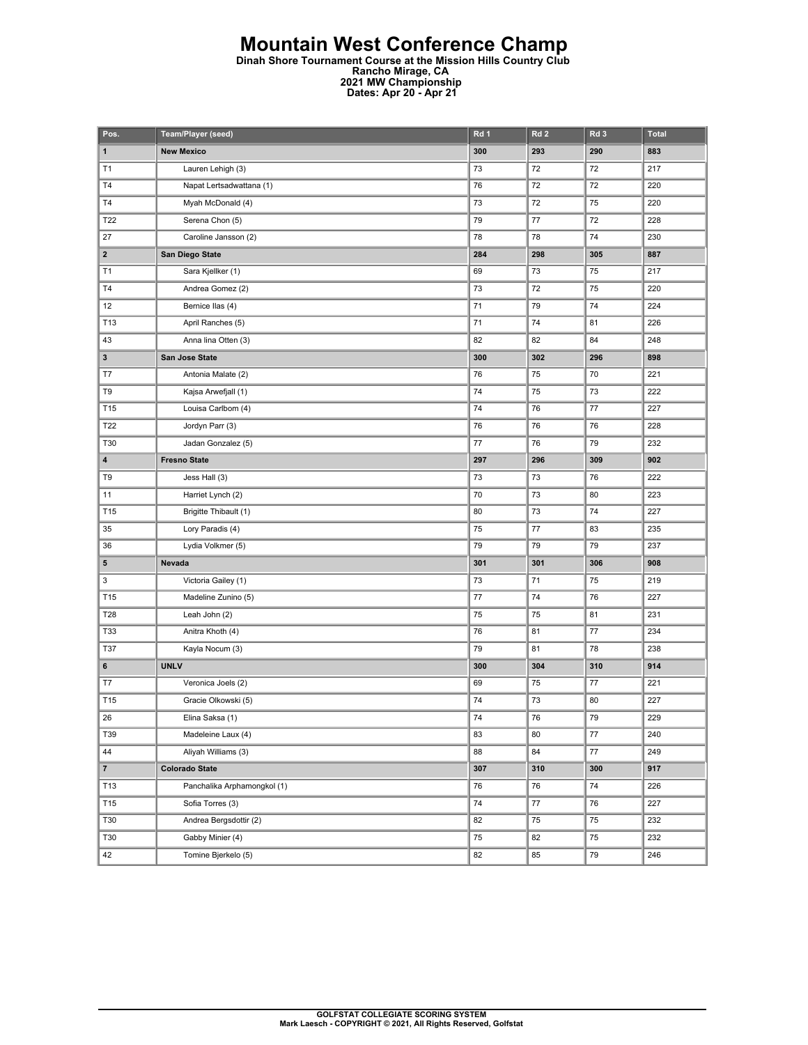# Mountain West Conference Champ

**Dinah Shore Tournament Course at the Mission Hills Country Club**
**Rancho Mirage, CA**
**2021 MW Championship**
**Dates: Apr 20 - Apr 21**

| Pos. | Team/Player (seed) | Rd 1 | Rd 2 | Rd 3 | Total |
|---|---|---|---|---|---|
| **1** | **New Mexico** | **300** | **293** | **290** | **883** |
| T1 | Lauren Lehigh (3) | 73 | 72 | 72 | 217 |
| T4 | Napat Lertsadwattana (1) | 76 | 72 | 72 | 220 |
| T4 | Myah McDonald (4) | 73 | 72 | 75 | 220 |
| T22 | Serena Chon (5) | 79 | 77 | 72 | 228 |
| 27 | Caroline Jansson (2) | 78 | 78 | 74 | 230 |
| **2** | **San Diego State** | **284** | **298** | **305** | **887** |
| T1 | Sara Kjellker (1) | 69 | 73 | 75 | 217 |
| T4 | Andrea Gomez (2) | 73 | 72 | 75 | 220 |
| 12 | Bernice Ilas (4) | 71 | 79 | 74 | 224 |
| T13 | April Ranches (5) | 71 | 74 | 81 | 226 |
| 43 | Anna lina Otten (3) | 82 | 82 | 84 | 248 |
| **3** | **San Jose State** | **300** | **302** | **296** | **898** |
| T7 | Antonia Malate (2) | 76 | 75 | 70 | 221 |
| T9 | Kajsa Arwefjall (1) | 74 | 75 | 73 | 222 |
| T15 | Louisa Carlbom (4) | 74 | 76 | 77 | 227 |
| T22 | Jordyn Parr (3) | 76 | 76 | 76 | 228 |
| T30 | Jadan Gonzalez (5) | 77 | 76 | 79 | 232 |
| **4** | **Fresno State** | **297** | **296** | **309** | **902** |
| T9 | Jess Hall (3) | 73 | 73 | 76 | 222 |
| 11 | Harriet Lynch (2) | 70 | 73 | 80 | 223 |
| T15 | Brigitte Thibault (1) | 80 | 73 | 74 | 227 |
| 35 | Lory Paradis (4) | 75 | 77 | 83 | 235 |
| 36 | Lydia Volkmer (5) | 79 | 79 | 79 | 237 |
| **5** | **Nevada** | **301** | **301** | **306** | **908** |
| 3 | Victoria Gailey (1) | 73 | 71 | 75 | 219 |
| T15 | Madeline Zunino (5) | 77 | 74 | 76 | 227 |
| T28 | Leah John (2) | 75 | 75 | 81 | 231 |
| T33 | Anitra Khoth (4) | 76 | 81 | 77 | 234 |
| T37 | Kayla Nocum (3) | 79 | 81 | 78 | 238 |
| **6** | **UNLV** | **300** | **304** | **310** | **914** |
| T7 | Veronica Joels (2) | 69 | 75 | 77 | 221 |
| T15 | Gracie Olkowski (5) | 74 | 73 | 80 | 227 |
| 26 | Elina Saksa (1) | 74 | 76 | 79 | 229 |
| T39 | Madeleine Laux (4) | 83 | 80 | 77 | 240 |
| 44 | Aliyah Williams (3) | 88 | 84 | 77 | 249 |
| **7** | **Colorado State** | **307** | **310** | **300** | **917** |
| T13 | Panchalika Arphamongkol (1) | 76 | 76 | 74 | 226 |
| T15 | Sofia Torres (3) | 74 | 77 | 76 | 227 |
| T30 | Andrea Bergsdottir (2) | 82 | 75 | 75 | 232 |
| T30 | Gabby Minier (4) | 75 | 82 | 75 | 232 |
| 42 | Tomine Bjerkelo (5) | 82 | 85 | 79 | 246 |

**GOLFSTAT COLLEGIATE SCORING SYSTEM**
**Mark Laesch - COPYRIGHT © 2021, All Rights Reserved, Golfstat**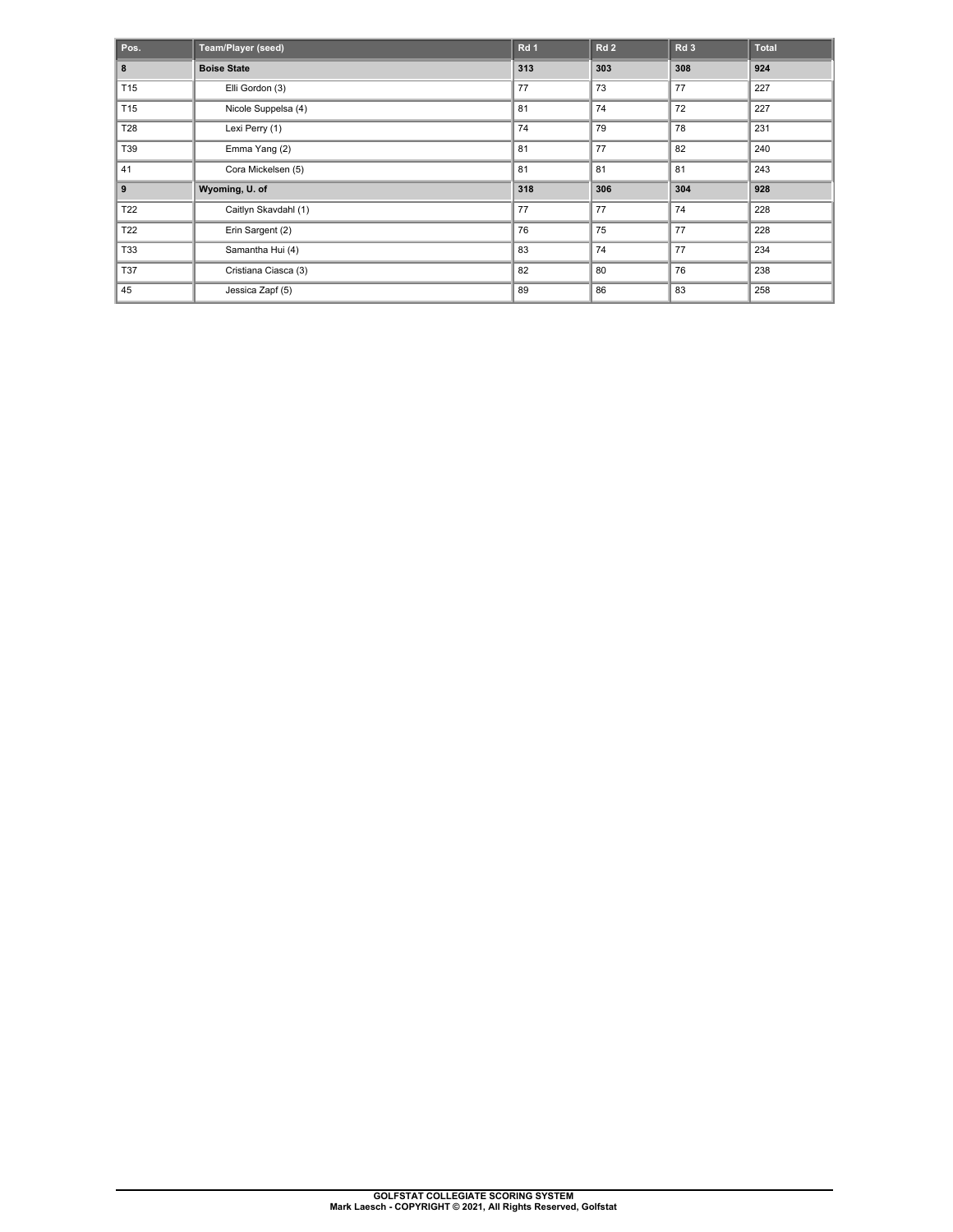| Pos. | Team/Player (seed) | Rd 1 | Rd 2 | Rd 3 | Total |
| --- | --- | --- | --- | --- | --- |
| **8** | **Boise State** | **313** | **303** | **308** | **924** |
| T15 | Elli Gordon (3) | 77 | 73 | 77 | 227 |
| T15 | Nicole Suppelsa (4) | 81 | 74 | 72 | 227 |
| T28 | Lexi Perry (1) | 74 | 79 | 78 | 231 |
| T39 | Emma Yang (2) | 81 | 77 | 82 | 240 |
| 41 | Cora Mickelsen (5) | 81 | 81 | 81 | 243 |
| **9** | **Wyoming, U. of** | **318** | **306** | **304** | **928** |
| T22 | Caitlyn Skavdahl (1) | 77 | 77 | 74 | 228 |
| T22 | Erin Sargent (2) | 76 | 75 | 77 | 228 |
| T33 | Samantha Hui (4) | 83 | 74 | 77 | 234 |
| T37 | Cristiana Ciasca (3) | 82 | 80 | 76 | 238 |
| 45 | Jessica Zapf (5) | 89 | 86 | 83 | 258 |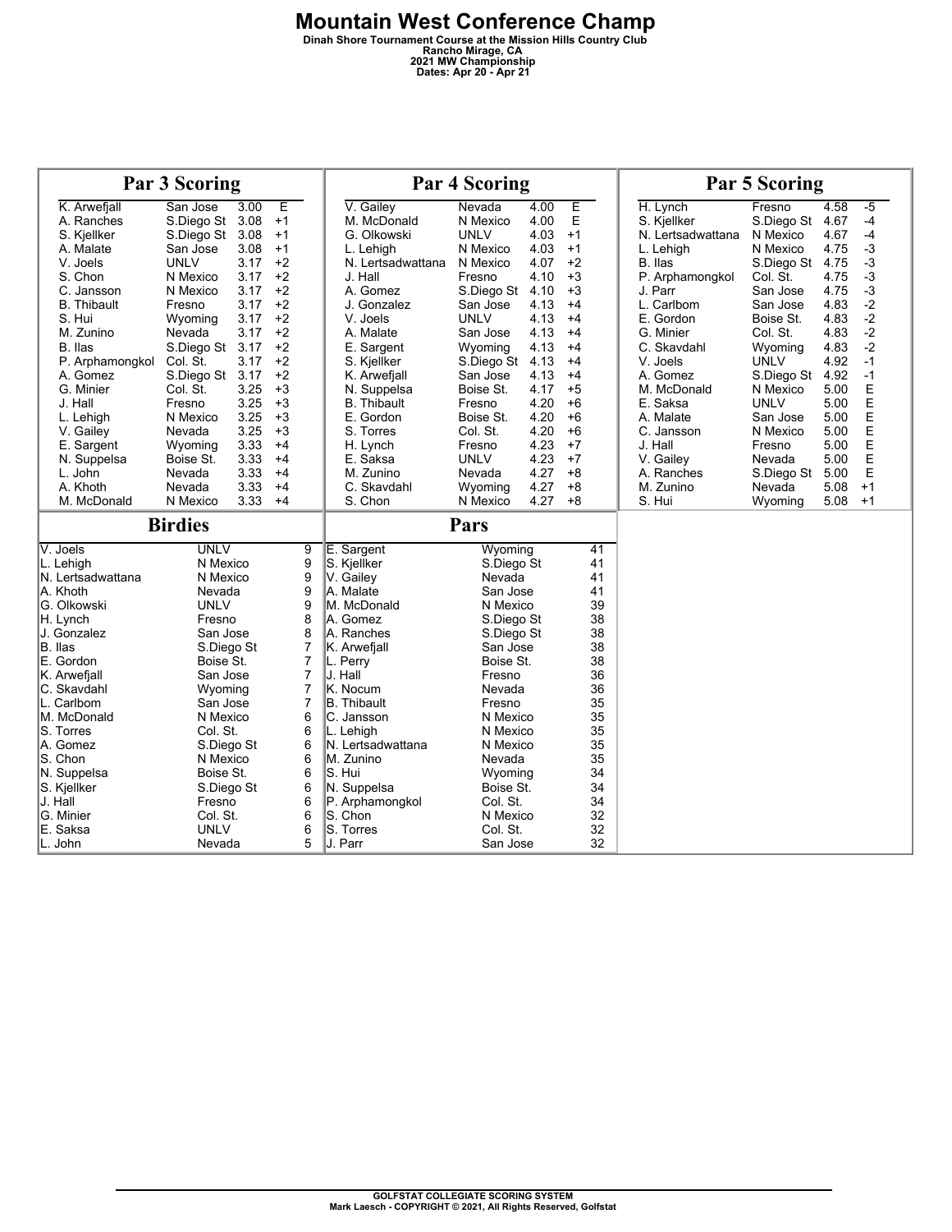# Mountain West Conference Champ

**Dinah Shore Tournament Course at the Mission Hills Country Club**
**Rancho Mirage, CA**
**2021 MW Championship**
**Dates: Apr 20 - Apr 21**

## Par 3 Scoring

| Player | School | Avg | +/- |
|---|---|---|---|
| K. Arwefjall | San Jose | 3.00 | E |
| A. Ranches | S.Diego St | 3.08 | +1 |
| S. Kjellker | S.Diego St | 3.08 | +1 |
| A. Malate | San Jose | 3.08 | +1 |
| V. Joels | UNLV | 3.17 | +2 |
| S. Chon | N Mexico | 3.17 | +2 |
| C. Jansson | N Mexico | 3.17 | +2 |
| B. Thibault | Fresno | 3.17 | +2 |
| S. Hui | Wyoming | 3.17 | +2 |
| M. Zunino | Nevada | 3.17 | +2 |
| B. Ilas | S.Diego St | 3.17 | +2 |
| P. Arphamongkol | Col. St. | 3.17 | +2 |
| A. Gomez | S.Diego St | 3.17 | +2 |
| G. Minier | Col. St. | 3.25 | +3 |
| J. Hall | Fresno | 3.25 | +3 |
| L. Lehigh | N Mexico | 3.25 | +3 |
| V. Gailey | Nevada | 3.25 | +3 |
| E. Sargent | Wyoming | 3.33 | +4 |
| N. Suppelsa | Boise St. | 3.33 | +4 |
| L. John | Nevada | 3.33 | +4 |
| A. Khoth | Nevada | 3.33 | +4 |
| M. McDonald | N Mexico | 3.33 | +4 |

## Par 4 Scoring

| Player | School | Avg | +/- |
|---|---|---|---|
| V. Gailey | Nevada | 4.00 | E |
| M. McDonald | N Mexico | 4.00 | E |
| G. Olkowski | UNLV | 4.03 | +1 |
| L. Lehigh | N Mexico | 4.03 | +1 |
| N. Lertsadwattana | N Mexico | 4.07 | +2 |
| J. Hall | Fresno | 4.10 | +3 |
| A. Gomez | S.Diego St | 4.10 | +3 |
| J. Gonzalez | San Jose | 4.13 | +4 |
| V. Joels | UNLV | 4.13 | +4 |
| A. Malate | San Jose | 4.13 | +4 |
| E. Sargent | Wyoming | 4.13 | +4 |
| S. Kjellker | S.Diego St | 4.13 | +4 |
| K. Arwefjall | San Jose | 4.13 | +4 |
| N. Suppelsa | Boise St. | 4.17 | +5 |
| B. Thibault | Fresno | 4.20 | +6 |
| E. Gordon | Boise St. | 4.20 | +6 |
| S. Torres | Col. St. | 4.20 | +6 |
| H. Lynch | Fresno | 4.23 | +7 |
| E. Saksa | UNLV | 4.23 | +7 |
| M. Zunino | Nevada | 4.27 | +8 |
| C. Skavdahl | Wyoming | 4.27 | +8 |
| S. Chon | N Mexico | 4.27 | +8 |

## Par 5 Scoring

| Player | School | Avg | +/- |
|---|---|---|---|
| H. Lynch | Fresno | 4.58 | -5 |
| S. Kjellker | S.Diego St | 4.67 | -4 |
| N. Lertsadwattana | N Mexico | 4.67 | -4 |
| L. Lehigh | N Mexico | 4.75 | -3 |
| B. Ilas | S.Diego St | 4.75 | -3 |
| P. Arphamongkol | Col. St. | 4.75 | -3 |
| J. Parr | San Jose | 4.75 | -3 |
| L. Carlbom | San Jose | 4.83 | -2 |
| E. Gordon | Boise St. | 4.83 | -2 |
| G. Minier | Col. St. | 4.83 | -2 |
| C. Skavdahl | Wyoming | 4.83 | -2 |
| V. Joels | UNLV | 4.92 | -1 |
| A. Gomez | S.Diego St | 4.92 | -1 |
| M. McDonald | N Mexico | 5.00 | E |
| E. Saksa | UNLV | 5.00 | E |
| A. Malate | San Jose | 5.00 | E |
| C. Jansson | N Mexico | 5.00 | E |
| J. Hall | Fresno | 5.00 | E |
| V. Gailey | Nevada | 5.00 | E |
| A. Ranches | S.Diego St | 5.00 | E |
| M. Zunino | Nevada | 5.08 | +1 |
| S. Hui | Wyoming | 5.08 | +1 |

## Birdies

| Player | School | Birdies |
|---|---|---|
| V. Joels | UNLV | 9 |
| L. Lehigh | N Mexico | 9 |
| N. Lertsadwattana | N Mexico | 9 |
| A. Khoth | Nevada | 9 |
| G. Olkowski | UNLV | 9 |
| H. Lynch | Fresno | 8 |
| J. Gonzalez | San Jose | 8 |
| B. Ilas | S.Diego St | 7 |
| E. Gordon | Boise St. | 7 |
| K. Arwefjall | San Jose | 7 |
| C. Skavdahl | Wyoming | 7 |
| L. Carlbom | San Jose | 7 |
| M. McDonald | N Mexico | 6 |
| S. Torres | Col. St. | 6 |
| A. Gomez | S.Diego St | 6 |
| S. Chon | N Mexico | 6 |
| N. Suppelsa | Boise St. | 6 |
| S. Kjellker | S.Diego St | 6 |
| J. Hall | Fresno | 6 |
| G. Minier | Col. St. | 6 |
| E. Saksa | UNLV | 6 |
| L. John | Nevada | 5 |

## Pars

| Player | School | Pars |
|---|---|---|
| E. Sargent | Wyoming | 41 |
| S. Kjellker | S.Diego St | 41 |
| V. Gailey | Nevada | 41 |
| A. Malate | San Jose | 41 |
| M. McDonald | N Mexico | 39 |
| A. Gomez | S.Diego St | 38 |
| A. Ranches | S.Diego St | 38 |
| K. Arwefjall | San Jose | 38 |
| L. Perry | Boise St. | 38 |
| J. Hall | Fresno | 36 |
| K. Nocum | Nevada | 36 |
| B. Thibault | Fresno | 35 |
| C. Jansson | N Mexico | 35 |
| L. Lehigh | N Mexico | 35 |
| N. Lertsadwattana | N Mexico | 35 |
| M. Zunino | Nevada | 35 |
| S. Hui | Wyoming | 34 |
| N. Suppelsa | Boise St. | 34 |
| P. Arphamongkol | Col. St. | 34 |
| S. Chon | N Mexico | 32 |
| S. Torres | Col. St. | 32 |
| J. Parr | San Jose | 32 |

GOLFSTAT COLLEGIATE SCORING SYSTEM
Mark Laesch - COPYRIGHT © 2021, All Rights Reserved, Golfstat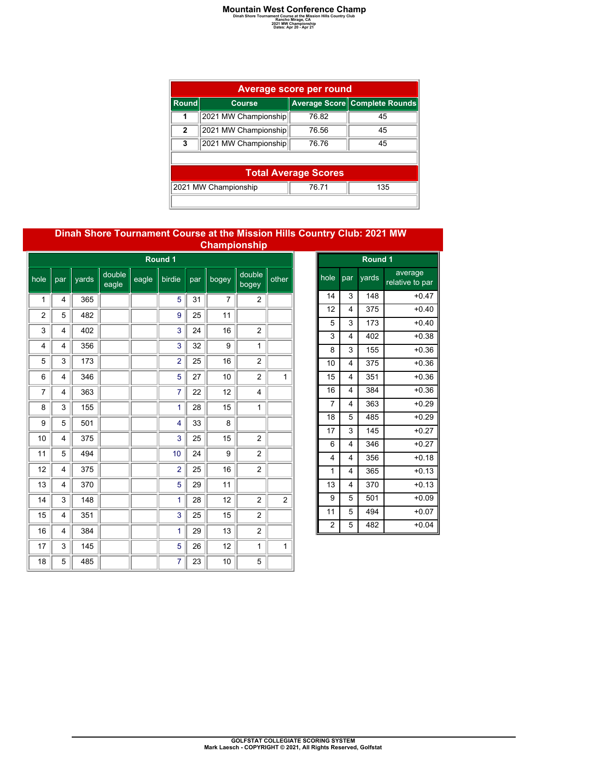# Mountain West Conference Champ

Dinah Shore Tournament Course at the Mission Hills Country Club
Rancho Mirage, CA
2021 MW Championship
Dates: Apr 20 - Apr 21

| Average score per round | | | |
|---|---|---|---|
| **Round** | **Course** | **Average Score** | **Complete Rounds** |
| **1** | 2021 MW Championship | 76.82 | 45 |
| **2** | 2021 MW Championship | 76.56 | 45 |
| **3** | 2021 MW Championship | 76.76 | 45 |

| Total Average Scores | | |
|---|---|---|
| 2021 MW Championship | 76.71 | 135 |

## Dinah Shore Tournament Course at the Mission Hills Country Club: 2021 MW Championship

**Round 1**

| hole | par | yards | double eagle | eagle | birdie | par | bogey | double bogey | other |
|---|---|---|---|---|---|---|---|---|---|
| 1 | 4 | 365 | | | 5 | 31 | 7 | 2 | |
| 2 | 5 | 482 | | | 9 | 25 | 11 | | |
| 3 | 4 | 402 | | | 3 | 24 | 16 | 2 | |
| 4 | 4 | 356 | | | 3 | 32 | 9 | 1 | |
| 5 | 3 | 173 | | | 2 | 25 | 16 | 2 | |
| 6 | 4 | 346 | | | 5 | 27 | 10 | 2 | 1 |
| 7 | 4 | 363 | | | 7 | 22 | 12 | 4 | |
| 8 | 3 | 155 | | | 1 | 28 | 15 | 1 | |
| 9 | 5 | 501 | | | 4 | 33 | 8 | | |
| 10 | 4 | 375 | | | 3 | 25 | 15 | 2 | |
| 11 | 5 | 494 | | | 10 | 24 | 9 | 2 | |
| 12 | 4 | 375 | | | 2 | 25 | 16 | 2 | |
| 13 | 4 | 370 | | | 5 | 29 | 11 | | |
| 14 | 3 | 148 | | | 1 | 28 | 12 | 2 | 2 |
| 15 | 4 | 351 | | | 3 | 25 | 15 | 2 | |
| 16 | 4 | 384 | | | 1 | 29 | 13 | 2 | |
| 17 | 3 | 145 | | | 5 | 26 | 12 | 1 | 1 |
| 18 | 5 | 485 | | | 7 | 23 | 10 | 5 | |

**Round 1**

| hole | par | yards | average relative to par |
|---|---|---|---|
| 14 | 3 | 148 | +0.47 |
| 12 | 4 | 375 | +0.40 |
| 5 | 3 | 173 | +0.40 |
| 3 | 4 | 402 | +0.38 |
| 8 | 3 | 155 | +0.36 |
| 10 | 4 | 375 | +0.36 |
| 15 | 4 | 351 | +0.36 |
| 16 | 4 | 384 | +0.36 |
| 7 | 4 | 363 | +0.29 |
| 18 | 5 | 485 | +0.29 |
| 17 | 3 | 145 | +0.27 |
| 6 | 4 | 346 | +0.27 |
| 4 | 4 | 356 | +0.18 |
| 1 | 4 | 365 | +0.13 |
| 13 | 4 | 370 | +0.13 |
| 9 | 5 | 501 | +0.09 |
| 11 | 5 | 494 | +0.07 |
| 2 | 5 | 482 | +0.04 |

GOLFSTAT COLLEGIATE SCORING SYSTEM
Mark Laesch - COPYRIGHT © 2021, All Rights Reserved, Golfstat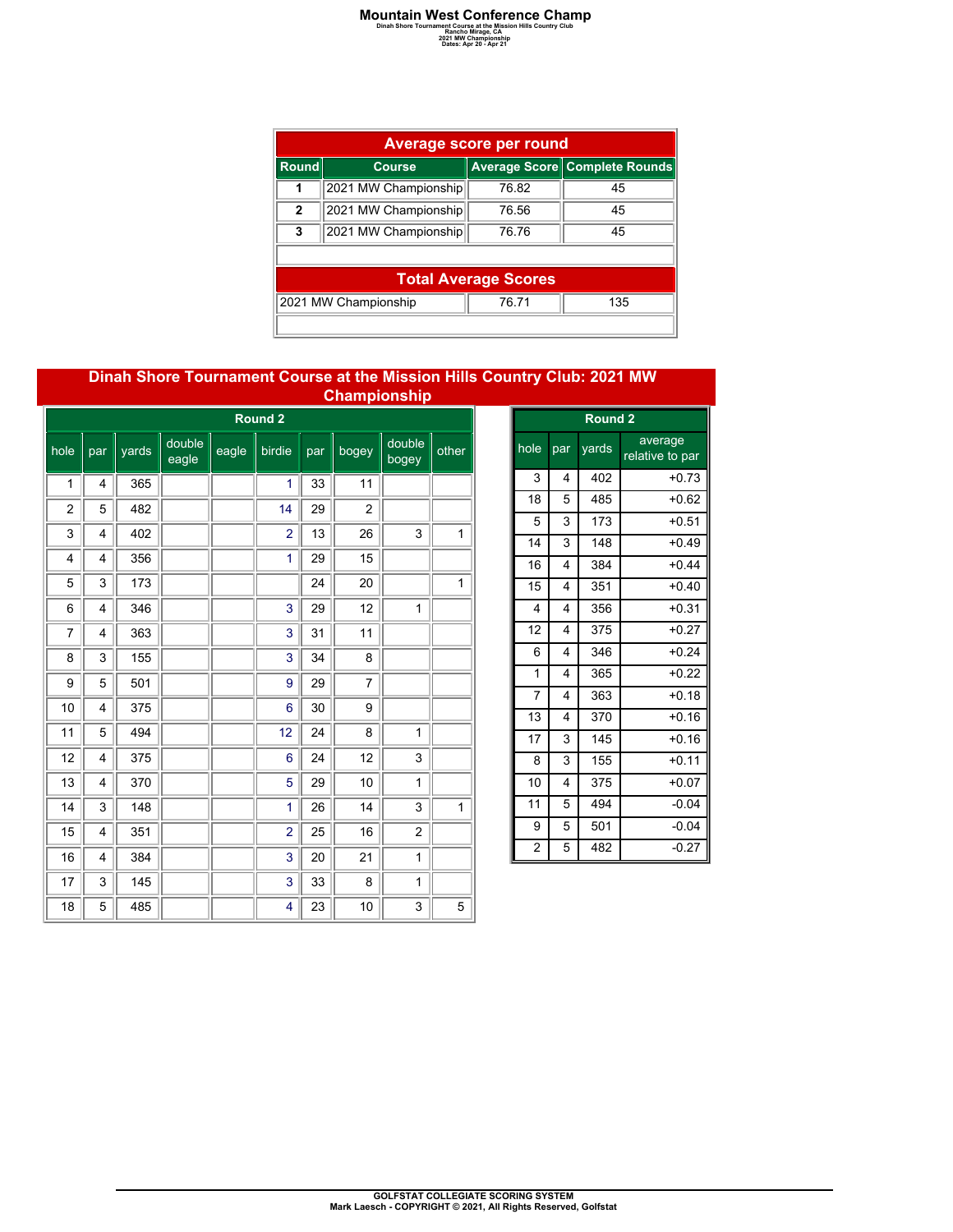# Mountain West Conference Champ

Dinah Shore Tournament Course at the Mission Hills Country Club
Rancho Mirage, CA
2021 MW Championship
Dates: Apr 20 - Apr 21

| Average score per round | | | |
|---|---|---|---|
| **Round** | **Course** | **Average Score** | **Complete Rounds** |
| **1** | 2021 MW Championship | 76.82 | 45 |
| **2** | 2021 MW Championship | 76.56 | 45 |
| **3** | 2021 MW Championship | 76.76 | 45 |
| | | | |
| **Total Average Scores** | | | |
| 2021 MW Championship | | 76.71 | 135 |

## Dinah Shore Tournament Course at the Mission Hills Country Club: 2021 MW Championship

**Round 2**

| hole | par | yards | double eagle | eagle | birdie | par | bogey | double bogey | other |
|---|---|---|---|---|---|---|---|---|---|
| 1 | 4 | 365 | | | 1 | 33 | 11 | | |
| 2 | 5 | 482 | | | 14 | 29 | 2 | | |
| 3 | 4 | 402 | | | 2 | 13 | 26 | 3 | 1 |
| 4 | 4 | 356 | | | 1 | 29 | 15 | | |
| 5 | 3 | 173 | | | | 24 | 20 | | 1 |
| 6 | 4 | 346 | | | 3 | 29 | 12 | 1 | |
| 7 | 4 | 363 | | | 3 | 31 | 11 | | |
| 8 | 3 | 155 | | | 3 | 34 | 8 | | |
| 9 | 5 | 501 | | | 9 | 29 | 7 | | |
| 10 | 4 | 375 | | | 6 | 30 | 9 | | |
| 11 | 5 | 494 | | | 12 | 24 | 8 | 1 | |
| 12 | 4 | 375 | | | 6 | 24 | 12 | 3 | |
| 13 | 4 | 370 | | | 5 | 29 | 10 | 1 | |
| 14 | 3 | 148 | | | 1 | 26 | 14 | 3 | 1 |
| 15 | 4 | 351 | | | 2 | 25 | 16 | 2 | |
| 16 | 4 | 384 | | | 3 | 20 | 21 | 1 | |
| 17 | 3 | 145 | | | 3 | 33 | 8 | 1 | |
| 18 | 5 | 485 | | | 4 | 23 | 10 | 3 | 5 |

**Round 2**

| hole | par | yards | average relative to par |
|---|---|---|---|
| 3 | 4 | 402 | +0.73 |
| 18 | 5 | 485 | +0.62 |
| 5 | 3 | 173 | +0.51 |
| 14 | 3 | 148 | +0.49 |
| 16 | 4 | 384 | +0.44 |
| 15 | 4 | 351 | +0.40 |
| 4 | 4 | 356 | +0.31 |
| 12 | 4 | 375 | +0.27 |
| 6 | 4 | 346 | +0.24 |
| 1 | 4 | 365 | +0.22 |
| 7 | 4 | 363 | +0.18 |
| 13 | 4 | 370 | +0.16 |
| 17 | 3 | 145 | +0.16 |
| 8 | 3 | 155 | +0.11 |
| 10 | 4 | 375 | +0.07 |
| 11 | 5 | 494 | -0.04 |
| 9 | 5 | 501 | -0.04 |
| 2 | 5 | 482 | -0.27 |

GOLFSTAT COLLEGIATE SCORING SYSTEM
Mark Laesch - COPYRIGHT © 2021, All Rights Reserved, Golfstat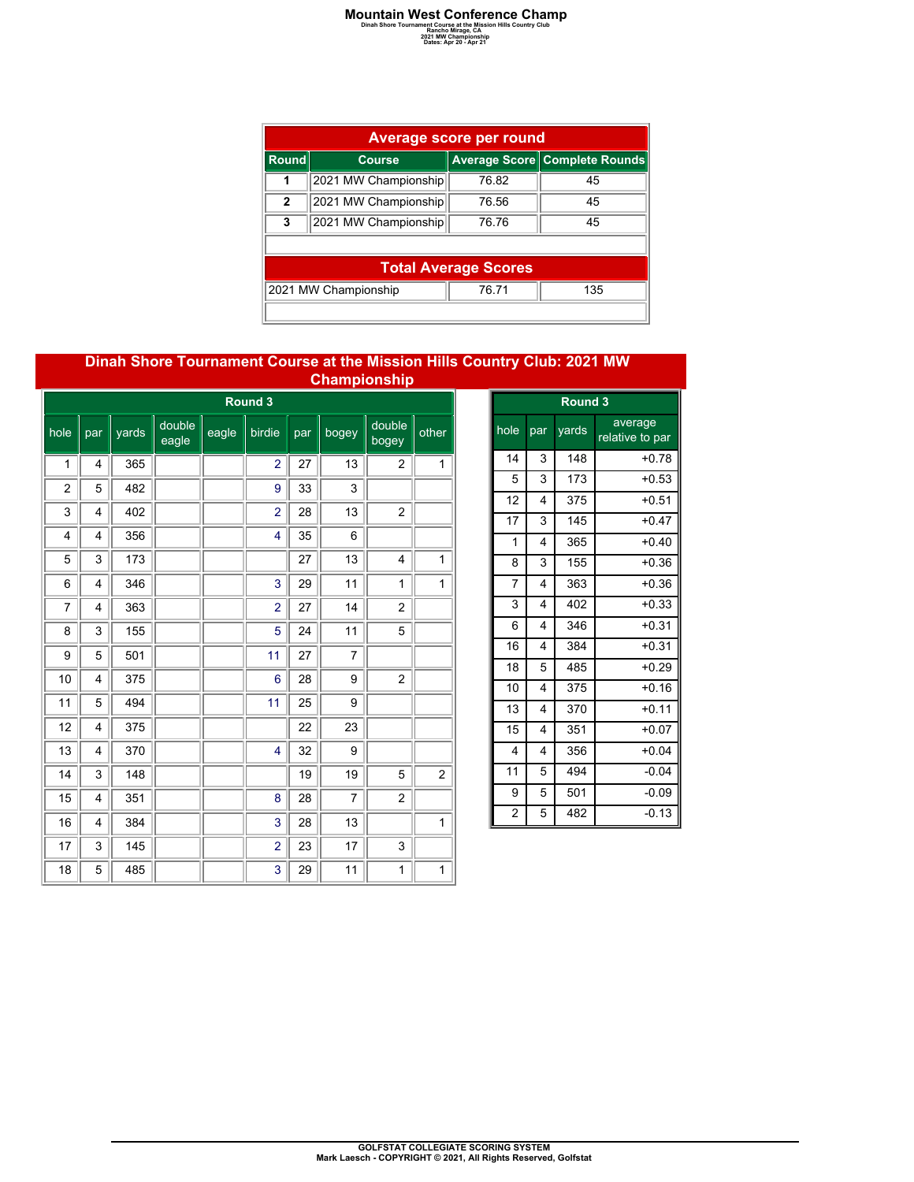# Mountain West Conference Champ

Dinah Shore Tournament Course at the Mission Hills Country Club
Rancho Mirage, CA
2021 MW Championship
Dates: Apr 20 - Apr 21

| Average score per round | | | |
|---|---|---|---|
| **Round** | **Course** | **Average Score** | **Complete Rounds** |
| **1** | 2021 MW Championship | 76.82 | 45 |
| **2** | 2021 MW Championship | 76.56 | 45 |
| **3** | 2021 MW Championship | 76.76 | 45 |
| **Total Average Scores** | | | |
| 2021 MW Championship | | 76.71 | 135 |

## Dinah Shore Tournament Course at the Mission Hills Country Club: 2021 MW Championship

| Round 3 | | | | | | | | | |
|---|---|---|---|---|---|---|---|---|---|
| hole | par | yards | double eagle | eagle | birdie | par | bogey | double bogey | other |
| 1 | 4 | 365 | | | 2 | 27 | 13 | 2 | 1 |
| 2 | 5 | 482 | | | 9 | 33 | 3 | | |
| 3 | 4 | 402 | | | 2 | 28 | 13 | 2 | |
| 4 | 4 | 356 | | | 4 | 35 | 6 | | |
| 5 | 3 | 173 | | | | 27 | 13 | 4 | 1 |
| 6 | 4 | 346 | | | 3 | 29 | 11 | 1 | 1 |
| 7 | 4 | 363 | | | 2 | 27 | 14 | 2 | |
| 8 | 3 | 155 | | | 5 | 24 | 11 | 5 | |
| 9 | 5 | 501 | | | 11 | 27 | 7 | | |
| 10 | 4 | 375 | | | 6 | 28 | 9 | 2 | |
| 11 | 5 | 494 | | | 11 | 25 | 9 | | |
| 12 | 4 | 375 | | | | 22 | 23 | | |
| 13 | 4 | 370 | | | 4 | 32 | 9 | | |
| 14 | 3 | 148 | | | | 19 | 19 | 5 | 2 |
| 15 | 4 | 351 | | | 8 | 28 | 7 | 2 | |
| 16 | 4 | 384 | | | 3 | 28 | 13 | | 1 |
| 17 | 3 | 145 | | | 2 | 23 | 17 | 3 | |
| 18 | 5 | 485 | | | 3 | 29 | 11 | 1 | 1 |

| Round 3 | | | |
|---|---|---|---|
| hole | par | yards | average relative to par |
| 14 | 3 | 148 | +0.78 |
| 5 | 3 | 173 | +0.53 |
| 12 | 4 | 375 | +0.51 |
| 17 | 3 | 145 | +0.47 |
| 1 | 4 | 365 | +0.40 |
| 8 | 3 | 155 | +0.36 |
| 7 | 4 | 363 | +0.36 |
| 3 | 4 | 402 | +0.33 |
| 6 | 4 | 346 | +0.31 |
| 16 | 4 | 384 | +0.31 |
| 18 | 5 | 485 | +0.29 |
| 10 | 4 | 375 | +0.16 |
| 13 | 4 | 370 | +0.11 |
| 15 | 4 | 351 | +0.07 |
| 4 | 4 | 356 | +0.04 |
| 11 | 5 | 494 | -0.04 |
| 9 | 5 | 501 | -0.09 |
| 2 | 5 | 482 | -0.13 |

GOLFSTAT COLLEGIATE SCORING SYSTEM
Mark Laesch - COPYRIGHT © 2021, All Rights Reserved, Golfstat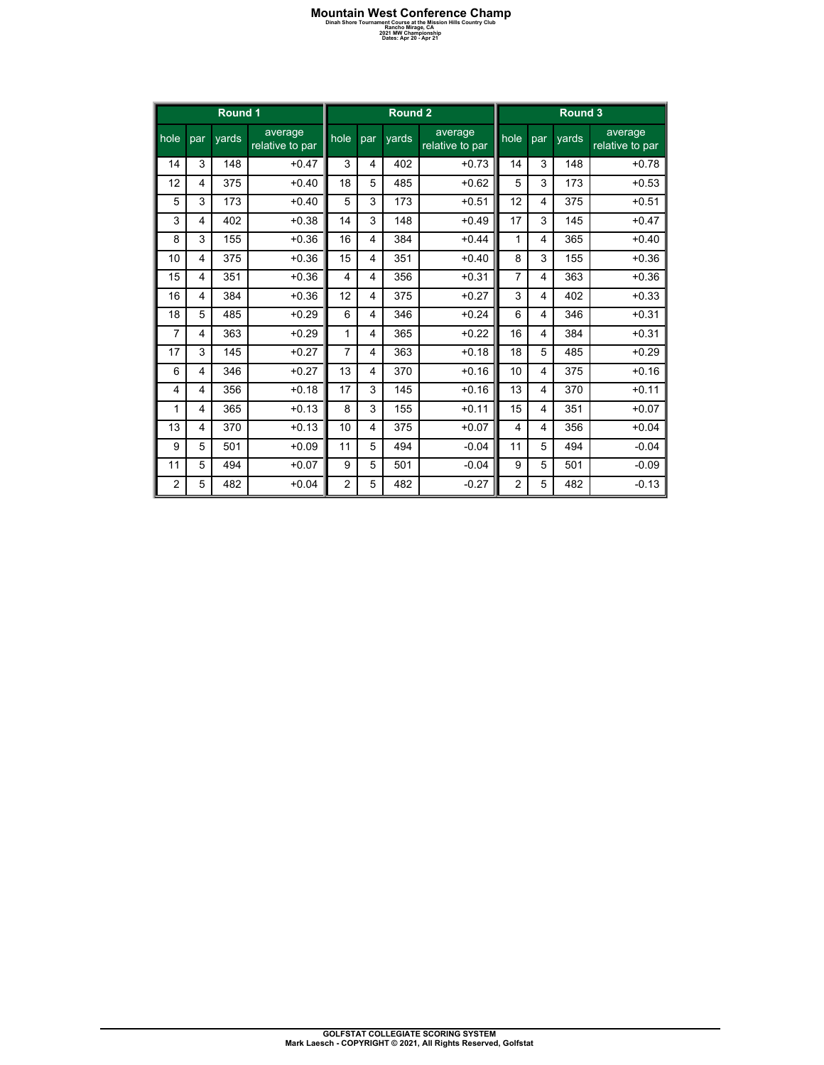# Mountain West Conference Champ

**Dinah Shore Tournament Course at the Mission Hills Country Club**
**Rancho Mirage, CA**
**2021 MW Championship**
**Dates: Apr 20 - Apr 21**

| Round 1 | | | | Round 2 | | | | Round 3 | | | |
|---|---|---|---|---|---|---|---|---|---|---|---|
| hole | par | yards | average relative to par | hole | par | yards | average relative to par | hole | par | yards | average relative to par |
| 14 | 3 | 148 | +0.47 | 3 | 4 | 402 | +0.73 | 14 | 3 | 148 | +0.78 |
| 12 | 4 | 375 | +0.40 | 18 | 5 | 485 | +0.62 | 5 | 3 | 173 | +0.53 |
| 5 | 3 | 173 | +0.40 | 5 | 3 | 173 | +0.51 | 12 | 4 | 375 | +0.51 |
| 3 | 4 | 402 | +0.38 | 14 | 3 | 148 | +0.49 | 17 | 3 | 145 | +0.47 |
| 8 | 3 | 155 | +0.36 | 16 | 4 | 384 | +0.44 | 1 | 4 | 365 | +0.40 |
| 10 | 4 | 375 | +0.36 | 15 | 4 | 351 | +0.40 | 8 | 3 | 155 | +0.36 |
| 15 | 4 | 351 | +0.36 | 4 | 4 | 356 | +0.31 | 7 | 4 | 363 | +0.36 |
| 16 | 4 | 384 | +0.36 | 12 | 4 | 375 | +0.27 | 3 | 4 | 402 | +0.33 |
| 18 | 5 | 485 | +0.29 | 6 | 4 | 346 | +0.24 | 6 | 4 | 346 | +0.31 |
| 7 | 4 | 363 | +0.29 | 1 | 4 | 365 | +0.22 | 16 | 4 | 384 | +0.31 |
| 17 | 3 | 145 | +0.27 | 7 | 4 | 363 | +0.18 | 18 | 5 | 485 | +0.29 |
| 6 | 4 | 346 | +0.27 | 13 | 4 | 370 | +0.16 | 10 | 4 | 375 | +0.16 |
| 4 | 4 | 356 | +0.18 | 17 | 3 | 145 | +0.16 | 13 | 4 | 370 | +0.11 |
| 1 | 4 | 365 | +0.13 | 8 | 3 | 155 | +0.11 | 15 | 4 | 351 | +0.07 |
| 13 | 4 | 370 | +0.13 | 10 | 4 | 375 | +0.07 | 4 | 4 | 356 | +0.04 |
| 9 | 5 | 501 | +0.09 | 11 | 5 | 494 | -0.04 | 11 | 5 | 494 | -0.04 |
| 11 | 5 | 494 | +0.07 | 9 | 5 | 501 | -0.04 | 9 | 5 | 501 | -0.09 |
| 2 | 5 | 482 | +0.04 | 2 | 5 | 482 | -0.27 | 2 | 5 | 482 | -0.13 |

**GOLFSTAT COLLEGIATE SCORING SYSTEM**
**Mark Laesch - COPYRIGHT © 2021, All Rights Reserved, Golfstat**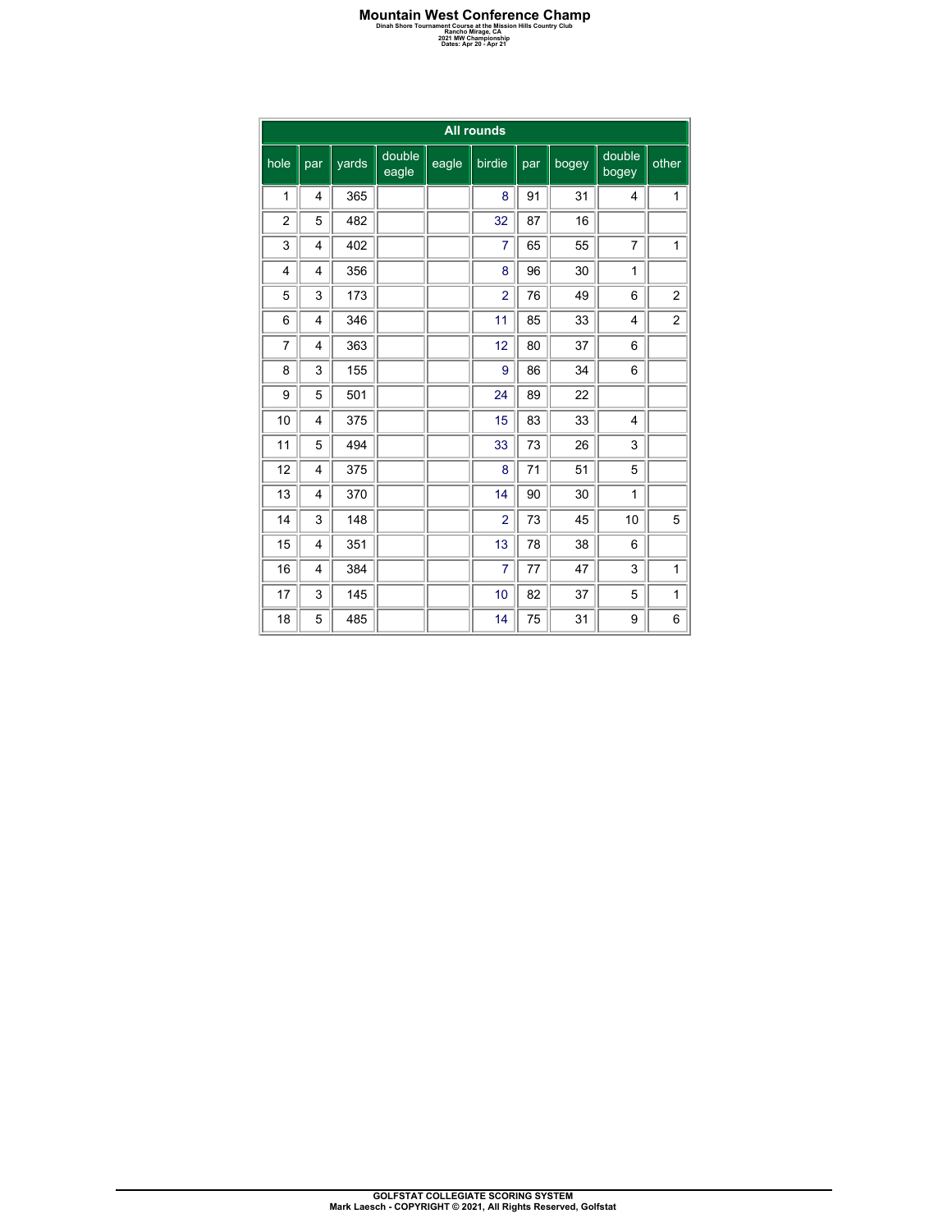# Mountain West Conference Champ

**Dinah Shore Tournament Course at the Mission Hills Country Club**
**Rancho Mirage, CA**
**2021 MW Championship**
**Dates: Apr 20 - Apr 21**

| All rounds | | | | | | | | | |
|---|---|---|---|---|---|---|---|---|---|
| hole | par | yards | double eagle | eagle | birdie | par | bogey | double bogey | other |
| 1 | 4 | 365 | | | 8 | 91 | 31 | 4 | 1 |
| 2 | 5 | 482 | | | 32 | 87 | 16 | | |
| 3 | 4 | 402 | | | 7 | 65 | 55 | 7 | 1 |
| 4 | 4 | 356 | | | 8 | 96 | 30 | 1 | |
| 5 | 3 | 173 | | | 2 | 76 | 49 | 6 | 2 |
| 6 | 4 | 346 | | | 11 | 85 | 33 | 4 | 2 |
| 7 | 4 | 363 | | | 12 | 80 | 37 | 6 | |
| 8 | 3 | 155 | | | 9 | 86 | 34 | 6 | |
| 9 | 5 | 501 | | | 24 | 89 | 22 | | |
| 10 | 4 | 375 | | | 15 | 83 | 33 | 4 | |
| 11 | 5 | 494 | | | 33 | 73 | 26 | 3 | |
| 12 | 4 | 375 | | | 8 | 71 | 51 | 5 | |
| 13 | 4 | 370 | | | 14 | 90 | 30 | 1 | |
| 14 | 3 | 148 | | | 2 | 73 | 45 | 10 | 5 |
| 15 | 4 | 351 | | | 13 | 78 | 38 | 6 | |
| 16 | 4 | 384 | | | 7 | 77 | 47 | 3 | 1 |
| 17 | 3 | 145 | | | 10 | 82 | 37 | 5 | 1 |
| 18 | 5 | 485 | | | 14 | 75 | 31 | 9 | 6 |

**GOLFSTAT COLLEGIATE SCORING SYSTEM**
**Mark Laesch - COPYRIGHT © 2021, All Rights Reserved, Golfstat**